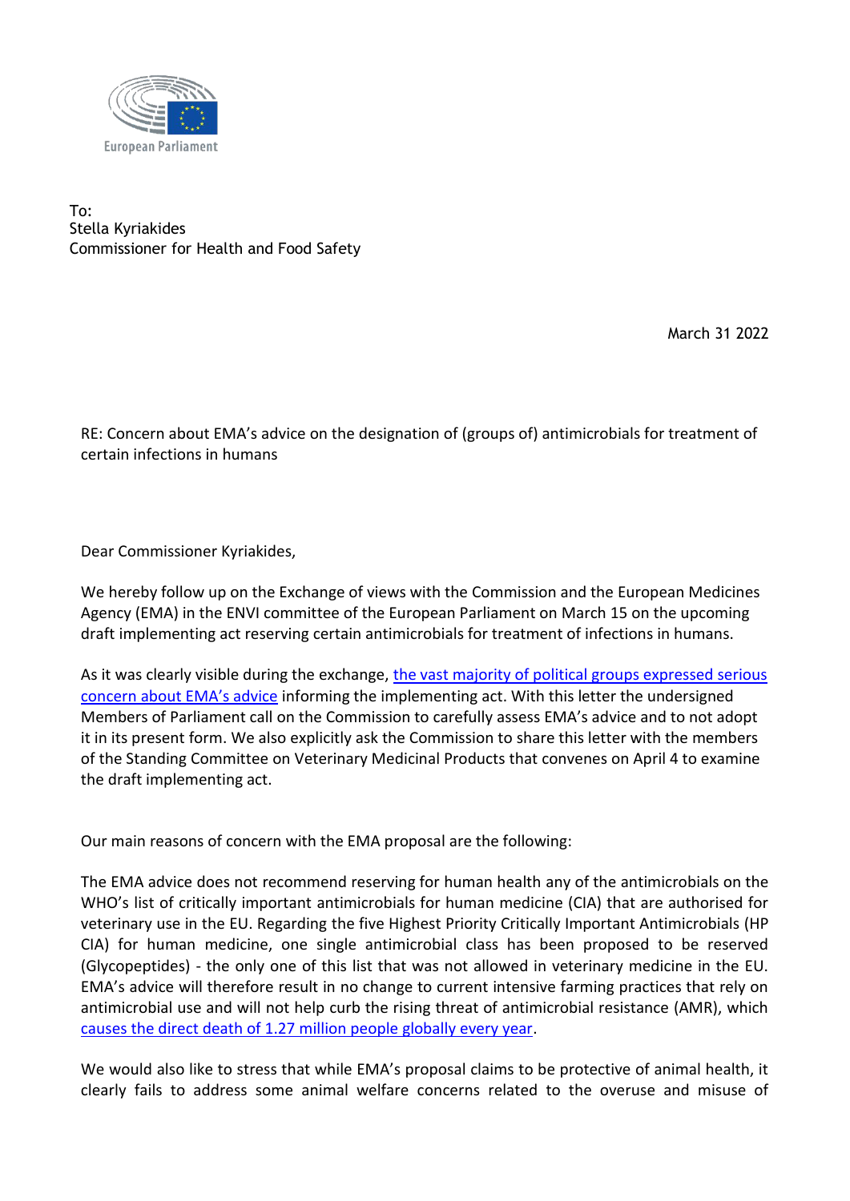European Parliament

To:
Stella Kyriakides
Commissioner for Health and Food Safety

March 31 2022

RE: Concern about EMA's advice on the designation of (groups of) antimicrobials for treatment of certain infections in humans

Dear Commissioner Kyriakides,

We hereby follow up on the Exchange of views with the Commission and the European Medicines Agency (EMA) in the ENVI committee of the European Parliament on March 15 on the upcoming draft implementing act reserving certain antimicrobials for treatment of infections in humans.

As it was clearly visible during the exchange, the vast majority of political groups expressed serious concern about EMA's advice informing the implementing act. With this letter the undersigned Members of Parliament call on the Commission to carefully assess EMA's advice and to not adopt it in its present form. We also explicitly ask the Commission to share this letter with the members of the Standing Committee on Veterinary Medicinal Products that convenes on April 4 to examine the draft implementing act.

Our main reasons of concern with the EMA proposal are the following:

The EMA advice does not recommend reserving for human health any of the antimicrobials on the WHO's list of critically important antimicrobials for human medicine (CIA) that are authorised for veterinary use in the EU. Regarding the five Highest Priority Critically Important Antimicrobials (HP CIA) for human medicine, one single antimicrobial class has been proposed to be reserved (Glycopeptides) - the only one of this list that was not allowed in veterinary medicine in the EU. EMA's advice will therefore result in no change to current intensive farming practices that rely on antimicrobial use and will not help curb the rising threat of antimicrobial resistance (AMR), which causes the direct death of 1.27 million people globally every year.

We would also like to stress that while EMA's proposal claims to be protective of animal health, it clearly fails to address some animal welfare concerns related to the overuse and misuse of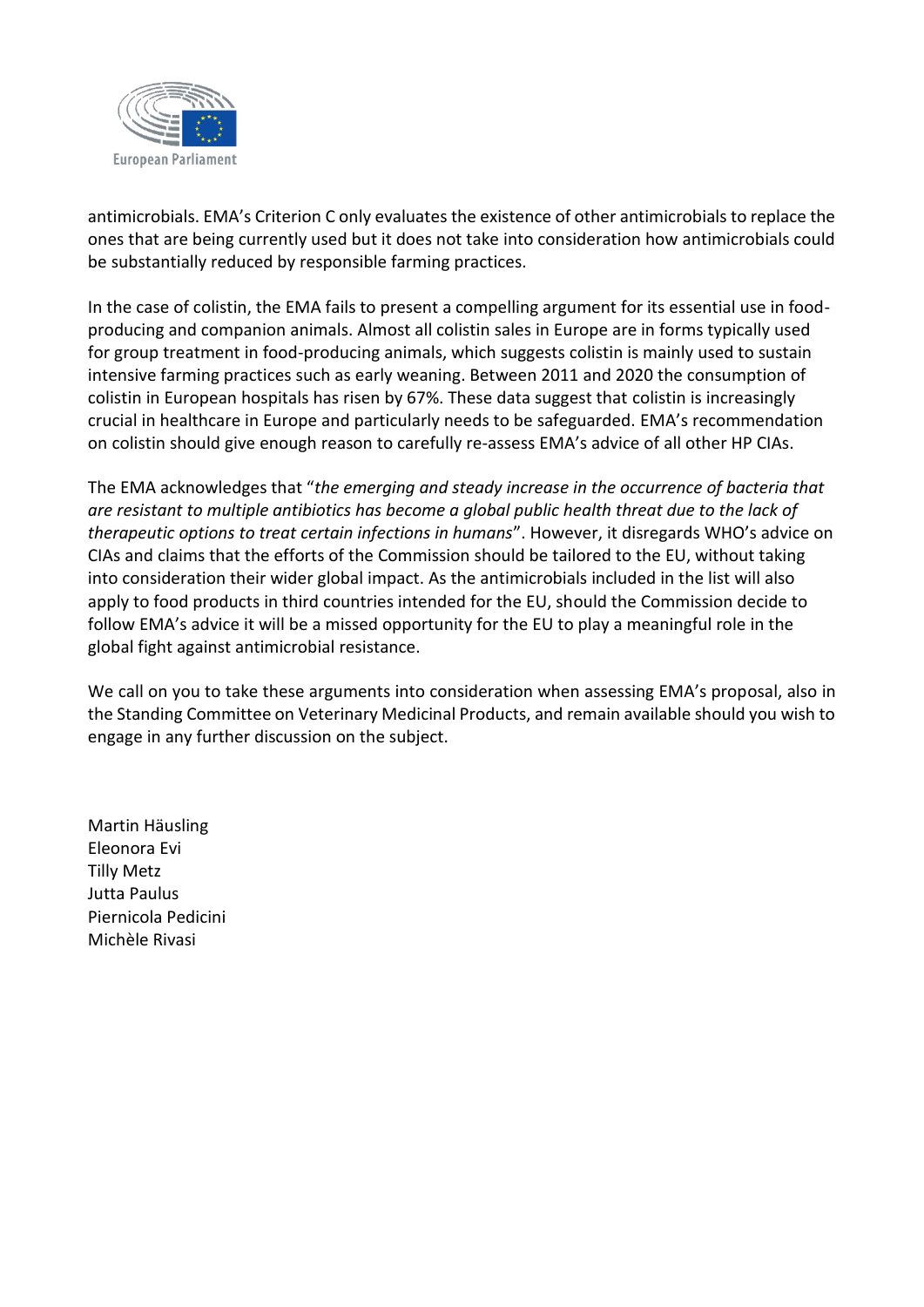antimicrobials. EMA's Criterion C only evaluates the existence of other antimicrobials to replace the ones that are being currently used but it does not take into consideration how antimicrobials could be substantially reduced by responsible farming practices.

In the case of colistin, the EMA fails to present a compelling argument for its essential use in food-producing and companion animals. Almost all colistin sales in Europe are in forms typically used for group treatment in food-producing animals, which suggests colistin is mainly used to sustain intensive farming practices such as early weaning. Between 2011 and 2020 the consumption of colistin in European hospitals has risen by 67%. These data suggest that colistin is increasingly crucial in healthcare in Europe and particularly needs to be safeguarded. EMA's recommendation on colistin should give enough reason to carefully re-assess EMA's advice of all other HP CIAs.

The EMA acknowledges that "*the emerging and steady increase in the occurrence of bacteria that are resistant to multiple antibiotics has become a global public health threat due to the lack of therapeutic options to treat certain infections in humans*". However, it disregards WHO's advice on CIAs and claims that the efforts of the Commission should be tailored to the EU, without taking into consideration their wider global impact. As the antimicrobials included in the list will also apply to food products in third countries intended for the EU, should the Commission decide to follow EMA's advice it will be a missed opportunity for the EU to play a meaningful role in the global fight against antimicrobial resistance.

We call on you to take these arguments into consideration when assessing EMA's proposal, also in the Standing Committee on Veterinary Medicinal Products, and remain available should you wish to engage in any further discussion on the subject.

Martin Häusling
Eleonora Evi
Tilly Metz
Jutta Paulus
Piernicola Pedicini
Michèle Rivasi